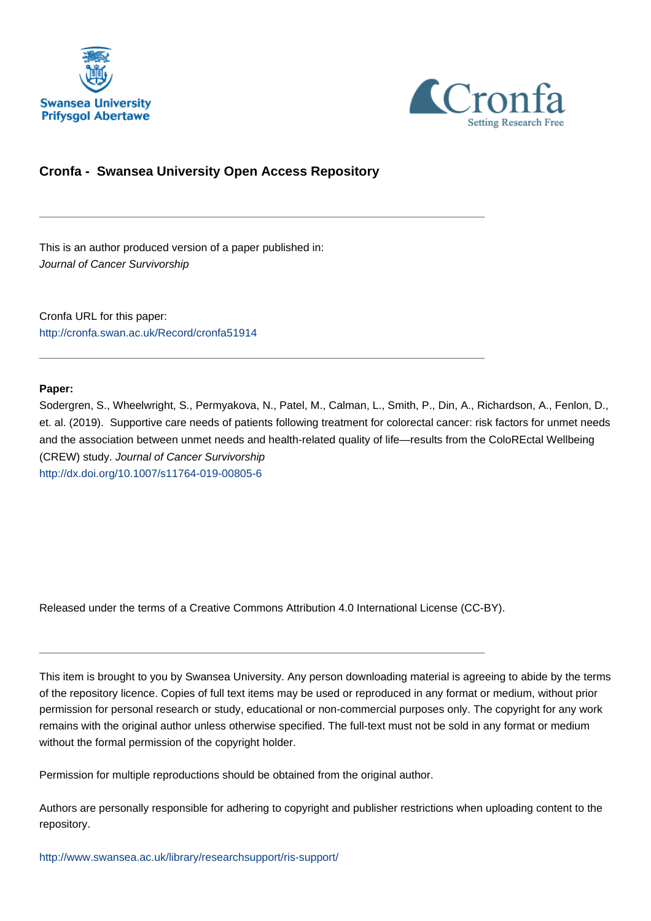Swansea University
Prifysgol Abertawe

Cronfa
Setting Research Free

## Cronfa - Swansea University Open Access Repository

---

This is an author produced version of a paper published in:
*Journal of Cancer Survivorship*

Cronfa URL for this paper:
http://cronfa.swan.ac.uk/Record/cronfa51914

---

**Paper:**
Sodergren, S., Wheelwright, S., Permyakova, N., Patel, M., Calman, L., Smith, P., Din, A., Richardson, A., Fenlon, D., et. al. (2019). Supportive care needs of patients following treatment for colorectal cancer: risk factors for unmet needs and the association between unmet needs and health-related quality of life—results from the ColoREctal Wellbeing (CREW) study. *Journal of Cancer Survivorship*
http://dx.doi.org/10.1007/s11764-019-00805-6

Released under the terms of a Creative Commons Attribution 4.0 International License (CC-BY).

---

This item is brought to you by Swansea University. Any person downloading material is agreeing to abide by the terms of the repository licence. Copies of full text items may be used or reproduced in any format or medium, without prior permission for personal research or study, educational or non-commercial purposes only. The copyright for any work remains with the original author unless otherwise specified. The full-text must not be sold in any format or medium without the formal permission of the copyright holder.

Permission for multiple reproductions should be obtained from the original author.

Authors are personally responsible for adhering to copyright and publisher restrictions when uploading content to the repository.

http://www.swansea.ac.uk/library/researchsupport/ris-support/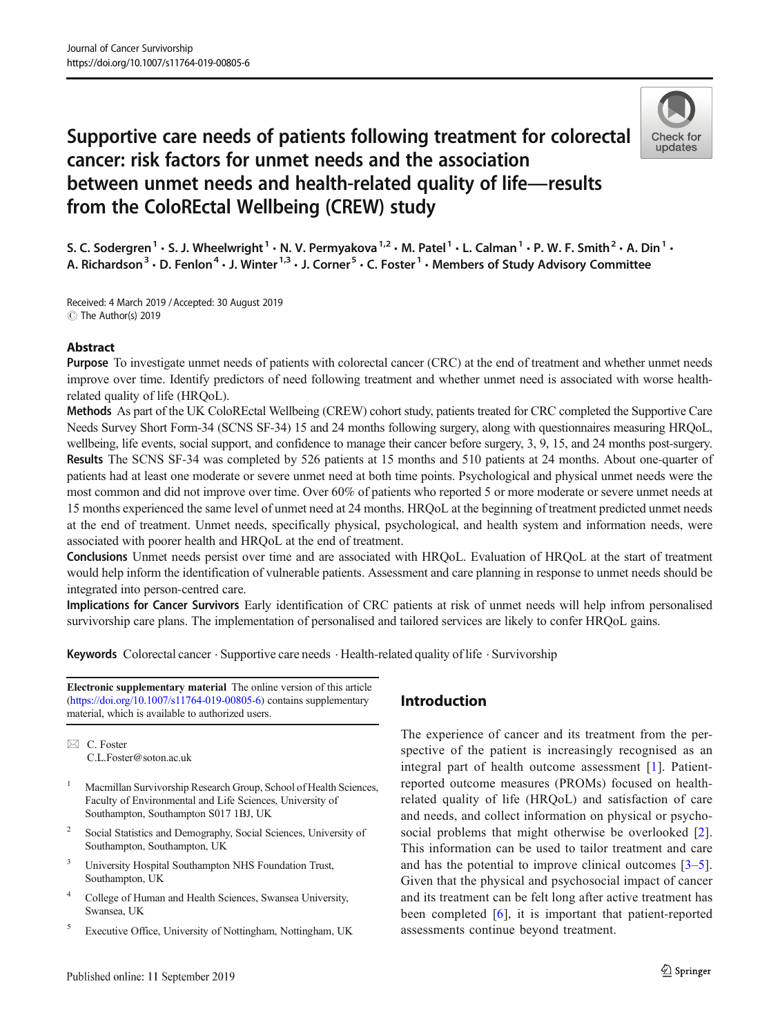# Supportive care needs of patients following treatment for colorectal cancer: risk factors for unmet needs and the association between unmet needs and health-related quality of life—results from the ColoREctal Wellbeing (CREW) study

S. C. Sodergren[1] · S. J. Wheelwright[1] · N. V. Permyakova[1,2] · M. Patel[1] · L. Calman[1] · P. W. F. Smith[2] · A. Din[1] · A. Richardson[3] · D. Fenlon[4] · J. Winter[1,3] · J. Corner[5] · C. Foster[1] · Members of Study Advisory Committee

Received: 4 March 2019 / Accepted: 30 August 2019
© The Author(s) 2019

## Abstract

**Purpose** To investigate unmet needs of patients with colorectal cancer (CRC) at the end of treatment and whether unmet needs improve over time. Identify predictors of need following treatment and whether unmet need is associated with worse health-related quality of life (HRQoL).

**Methods** As part of the UK ColoREctal Wellbeing (CREW) cohort study, patients treated for CRC completed the Supportive Care Needs Survey Short Form-34 (SCNS SF-34) 15 and 24 months following surgery, along with questionnaires measuring HRQoL, wellbeing, life events, social support, and confidence to manage their cancer before surgery, 3, 9, 15, and 24 months post-surgery.

**Results** The SCNS SF-34 was completed by 526 patients at 15 months and 510 patients at 24 months. About one-quarter of patients had at least one moderate or severe unmet need at both time points. Psychological and physical unmet needs were the most common and did not improve over time. Over 60% of patients who reported 5 or more moderate or severe unmet needs at 15 months experienced the same level of unmet need at 24 months. HRQoL at the beginning of treatment predicted unmet needs at the end of treatment. Unmet needs, specifically physical, psychological, and health system and information needs, were associated with poorer health and HRQoL at the end of treatment.

**Conclusions** Unmet needs persist over time and are associated with HRQoL. Evaluation of HRQoL at the start of treatment would help inform the identification of vulnerable patients. Assessment and care planning in response to unmet needs should be integrated into person-centred care.

**Implications for Cancer Survivors** Early identification of CRC patients at risk of unmet needs will help infrom personalised survivorship care plans. The implementation of personalised and tailored services are likely to confer HRQoL gains.

**Keywords** Colorectal cancer · Supportive care needs · Health-related quality of life · Survivorship

**Electronic supplementary material** The online version of this article (https://doi.org/10.1007/s11764-019-00805-6) contains supplementary material, which is available to authorized users.

✉ C. Foster
C.L.Foster@soton.ac.uk

1 Macmillan Survivorship Research Group, School of Health Sciences, Faculty of Environmental and Life Sciences, University of Southampton, Southampton SO17 1BJ, UK

2 Social Statistics and Demography, Social Sciences, University of Southampton, Southampton, UK

3 University Hospital Southampton NHS Foundation Trust, Southampton, UK

4 College of Human and Health Sciences, Swansea University, Swansea, UK

5 Executive Office, University of Nottingham, Nottingham, UK

## Introduction

The experience of cancer and its treatment from the perspective of the patient is increasingly recognised as an integral part of health outcome assessment [1]. Patient-reported outcome measures (PROMs) focused on health-related quality of life (HRQoL) and satisfaction of care and needs, and collect information on physical or psychosocial problems that might otherwise be overlooked [2]. This information can be used to tailor treatment and care and has the potential to improve clinical outcomes [3–5]. Given that the physical and psychosocial impact of cancer and its treatment can be felt long after active treatment has been completed [6], it is important that patient-reported assessments continue beyond treatment.

Published online: 11 September 2019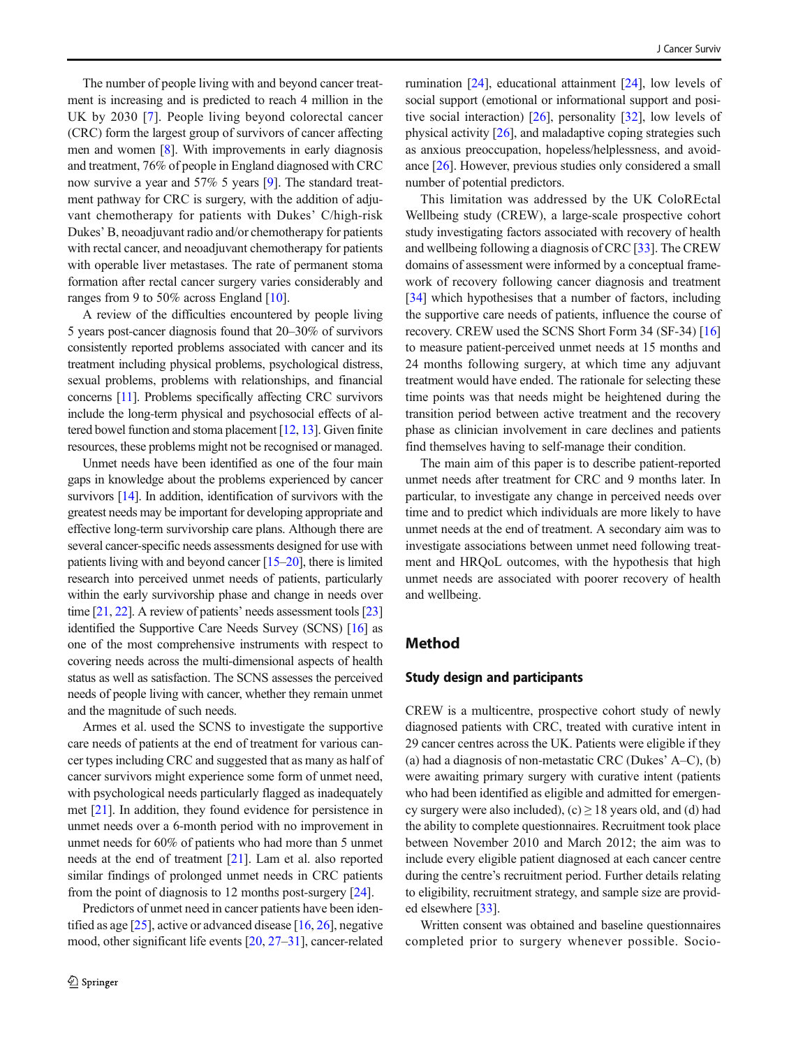The number of people living with and beyond cancer treatment is increasing and is predicted to reach 4 million in the UK by 2030 [7]. People living beyond colorectal cancer (CRC) form the largest group of survivors of cancer affecting men and women [8]. With improvements in early diagnosis and treatment, 76% of people in England diagnosed with CRC now survive a year and 57% 5 years [9]. The standard treatment pathway for CRC is surgery, with the addition of adjuvant chemotherapy for patients with Dukes' C/high-risk Dukes' B, neoadjuvant radio and/or chemotherapy for patients with rectal cancer, and neoadjuvant chemotherapy for patients with operable liver metastases. The rate of permanent stoma formation after rectal cancer surgery varies considerably and ranges from 9 to 50% across England [10].

A review of the difficulties encountered by people living 5 years post-cancer diagnosis found that 20–30% of survivors consistently reported problems associated with cancer and its treatment including physical problems, psychological distress, sexual problems, problems with relationships, and financial concerns [11]. Problems specifically affecting CRC survivors include the long-term physical and psychosocial effects of altered bowel function and stoma placement [12, 13]. Given finite resources, these problems might not be recognised or managed.

Unmet needs have been identified as one of the four main gaps in knowledge about the problems experienced by cancer survivors [14]. In addition, identification of survivors with the greatest needs may be important for developing appropriate and effective long-term survivorship care plans. Although there are several cancer-specific needs assessments designed for use with patients living with and beyond cancer [15–20], there is limited research into perceived unmet needs of patients, particularly within the early survivorship phase and change in needs over time [21, 22]. A review of patients' needs assessment tools [23] identified the Supportive Care Needs Survey (SCNS) [16] as one of the most comprehensive instruments with respect to covering needs across the multi-dimensional aspects of health status as well as satisfaction. The SCNS assesses the perceived needs of people living with cancer, whether they remain unmet and the magnitude of such needs.

Armes et al. used the SCNS to investigate the supportive care needs of patients at the end of treatment for various cancer types including CRC and suggested that as many as half of cancer survivors might experience some form of unmet need, with psychological needs particularly flagged as inadequately met [21]. In addition, they found evidence for persistence in unmet needs over a 6-month period with no improvement in unmet needs for 60% of patients who had more than 5 unmet needs at the end of treatment [21]. Lam et al. also reported similar findings of prolonged unmet needs in CRC patients from the point of diagnosis to 12 months post-surgery [24].

Predictors of unmet need in cancer patients have been identified as age [25], active or advanced disease [16, 26], negative mood, other significant life events [20, 27–31], cancer-related rumination [24], educational attainment [24], low levels of social support (emotional or informational support and positive social interaction) [26], personality [32], low levels of physical activity [26], and maladaptive coping strategies such as anxious preoccupation, hopeless/helplessness, and avoidance [26]. However, previous studies only considered a small number of potential predictors.

This limitation was addressed by the UK ColoREctal Wellbeing study (CREW), a large-scale prospective cohort study investigating factors associated with recovery of health and wellbeing following a diagnosis of CRC [33]. The CREW domains of assessment were informed by a conceptual framework of recovery following cancer diagnosis and treatment [34] which hypothesises that a number of factors, including the supportive care needs of patients, influence the course of recovery. CREW used the SCNS Short Form 34 (SF-34) [16] to measure patient-perceived unmet needs at 15 months and 24 months following surgery, at which time any adjuvant treatment would have ended. The rationale for selecting these time points was that needs might be heightened during the transition period between active treatment and the recovery phase as clinician involvement in care declines and patients find themselves having to self-manage their condition.

The main aim of this paper is to describe patient-reported unmet needs after treatment for CRC and 9 months later. In particular, to investigate any change in perceived needs over time and to predict which individuals are more likely to have unmet needs at the end of treatment. A secondary aim was to investigate associations between unmet need following treatment and HRQoL outcomes, with the hypothesis that high unmet needs are associated with poorer recovery of health and wellbeing.

## Method

### Study design and participants

CREW is a multicentre, prospective cohort study of newly diagnosed patients with CRC, treated with curative intent in 29 cancer centres across the UK. Patients were eligible if they (a) had a diagnosis of non-metastatic CRC (Dukes' A–C), (b) were awaiting primary surgery with curative intent (patients who had been identified as eligible and admitted for emergency surgery were also included), (c) ≥ 18 years old, and (d) had the ability to complete questionnaires. Recruitment took place between November 2010 and March 2012; the aim was to include every eligible patient diagnosed at each cancer centre during the centre's recruitment period. Further details relating to eligibility, recruitment strategy, and sample size are provided elsewhere [33].

Written consent was obtained and baseline questionnaires completed prior to surgery whenever possible. Socio-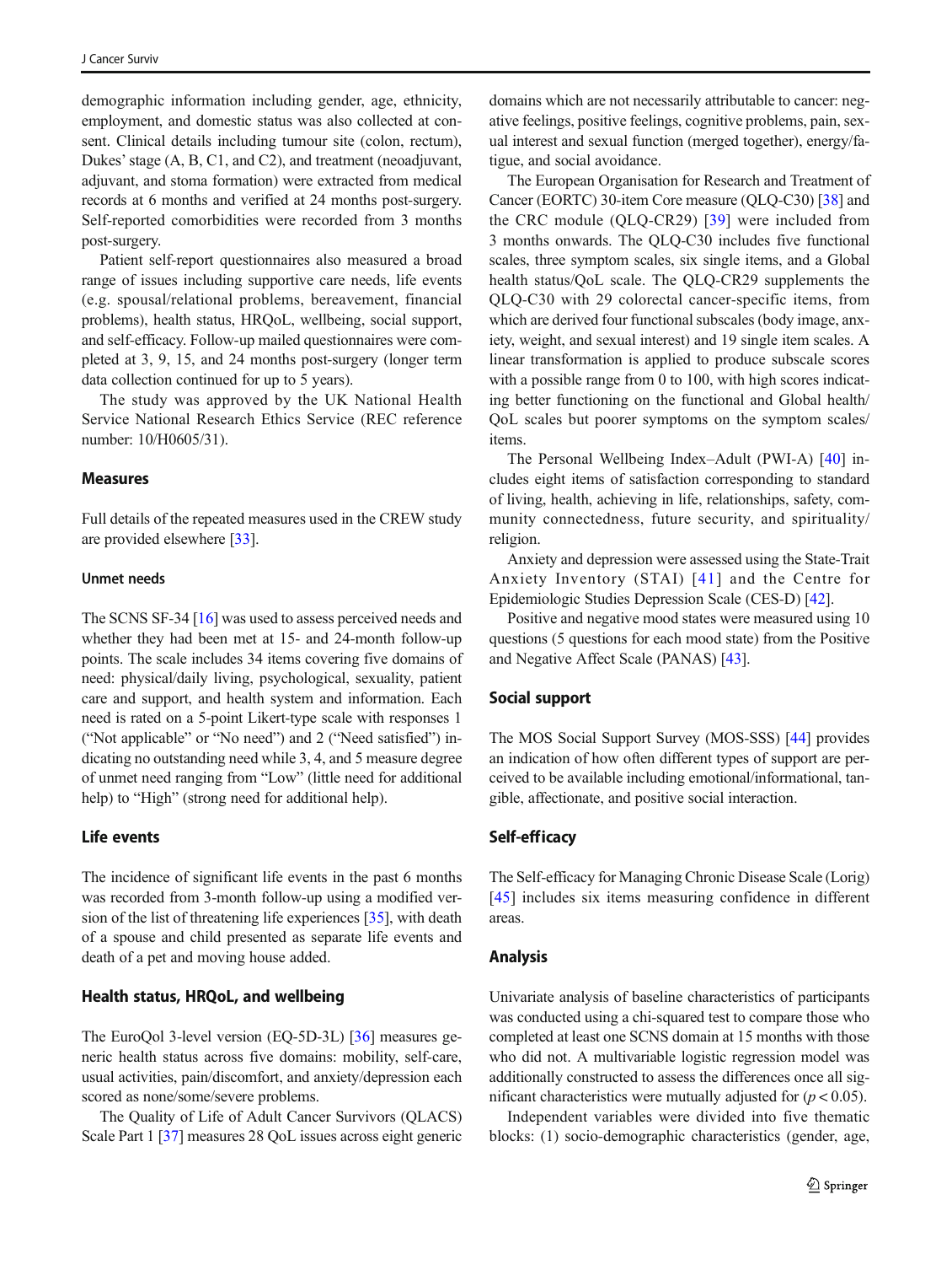demographic information including gender, age, ethnicity, employment, and domestic status was also collected at consent. Clinical details including tumour site (colon, rectum), Dukes' stage (A, B, C1, and C2), and treatment (neoadjuvant, adjuvant, and stoma formation) were extracted from medical records at 6 months and verified at 24 months post-surgery. Self-reported comorbidities were recorded from 3 months post-surgery.

Patient self-report questionnaires also measured a broad range of issues including supportive care needs, life events (e.g. spousal/relational problems, bereavement, financial problems), health status, HRQoL, wellbeing, social support, and self-efficacy. Follow-up mailed questionnaires were completed at 3, 9, 15, and 24 months post-surgery (longer term data collection continued for up to 5 years).

The study was approved by the UK National Health Service National Research Ethics Service (REC reference number: 10/H0605/31).

## Measures

Full details of the repeated measures used in the CREW study are provided elsewhere [33].

### Unmet needs

The SCNS SF-34 [16] was used to assess perceived needs and whether they had been met at 15- and 24-month follow-up points. The scale includes 34 items covering five domains of need: physical/daily living, psychological, sexuality, patient care and support, and health system and information. Each need is rated on a 5-point Likert-type scale with responses 1 ("Not applicable" or "No need") and 2 ("Need satisfied") indicating no outstanding need while 3, 4, and 5 measure degree of unmet need ranging from "Low" (little need for additional help) to "High" (strong need for additional help).

## Life events

The incidence of significant life events in the past 6 months was recorded from 3-month follow-up using a modified version of the list of threatening life experiences [35], with death of a spouse and child presented as separate life events and death of a pet and moving house added.

## Health status, HRQoL, and wellbeing

The EuroQol 3-level version (EQ-5D-3L) [36] measures generic health status across five domains: mobility, self-care, usual activities, pain/discomfort, and anxiety/depression each scored as none/some/severe problems.

The Quality of Life of Adult Cancer Survivors (QLACS) Scale Part 1 [37] measures 28 QoL issues across eight generic domains which are not necessarily attributable to cancer: negative feelings, positive feelings, cognitive problems, pain, sexual interest and sexual function (merged together), energy/fatigue, and social avoidance.

The European Organisation for Research and Treatment of Cancer (EORTC) 30-item Core measure (QLQ-C30) [38] and the CRC module (QLQ-CR29) [39] were included from 3 months onwards. The QLQ-C30 includes five functional scales, three symptom scales, six single items, and a Global health status/QoL scale. The QLQ-CR29 supplements the QLQ-C30 with 29 colorectal cancer-specific items, from which are derived four functional subscales (body image, anxiety, weight, and sexual interest) and 19 single item scales. A linear transformation is applied to produce subscale scores with a possible range from 0 to 100, with high scores indicating better functioning on the functional and Global health/QoL scales but poorer symptoms on the symptom scales/items.

The Personal Wellbeing Index–Adult (PWI-A) [40] includes eight items of satisfaction corresponding to standard of living, health, achieving in life, relationships, safety, community connectedness, future security, and spirituality/religion.

Anxiety and depression were assessed using the State-Trait Anxiety Inventory (STAI) [41] and the Centre for Epidemiologic Studies Depression Scale (CES-D) [42].

Positive and negative mood states were measured using 10 questions (5 questions for each mood state) from the Positive and Negative Affect Scale (PANAS) [43].

## Social support

The MOS Social Support Survey (MOS-SSS) [44] provides an indication of how often different types of support are perceived to be available including emotional/informational, tangible, affectionate, and positive social interaction.

## Self-efficacy

The Self-efficacy for Managing Chronic Disease Scale (Lorig) [45] includes six items measuring confidence in different areas.

## Analysis

Univariate analysis of baseline characteristics of participants was conducted using a chi-squared test to compare those who completed at least one SCNS domain at 15 months with those who did not. A multivariable logistic regression model was additionally constructed to assess the differences once all significant characteristics were mutually adjusted for ($p < 0.05$).

Independent variables were divided into five thematic blocks: (1) socio-demographic characteristics (gender, age,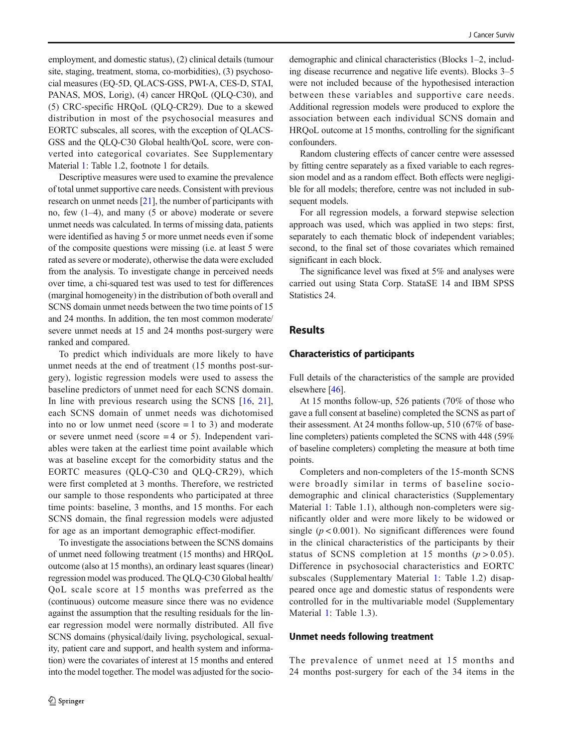employment, and domestic status), (2) clinical details (tumour site, staging, treatment, stoma, co-morbidities), (3) psychosocial measures (EQ-5D, QLACS-GSS, PWI-A, CES-D, STAI, PANAS, MOS, Lorig), (4) cancer HRQoL (QLQ-C30), and (5) CRC-specific HRQoL (QLQ-CR29). Due to a skewed distribution in most of the psychosocial measures and EORTC subscales, all scores, with the exception of QLACS-GSS and the QLQ-C30 Global health/QoL score, were converted into categorical covariates. See Supplementary Material 1: Table 1.2, footnote 1 for details.

Descriptive measures were used to examine the prevalence of total unmet supportive care needs. Consistent with previous research on unmet needs [21], the number of participants with no, few (1–4), and many (5 or above) moderate or severe unmet needs was calculated. In terms of missing data, patients were identified as having 5 or more unmet needs even if some of the composite questions were missing (i.e. at least 5 were rated as severe or moderate), otherwise the data were excluded from the analysis. To investigate change in perceived needs over time, a chi-squared test was used to test for differences (marginal homogeneity) in the distribution of both overall and SCNS domain unmet needs between the two time points of 15 and 24 months. In addition, the ten most common moderate/severe unmet needs at 15 and 24 months post-surgery were ranked and compared.

To predict which individuals are more likely to have unmet needs at the end of treatment (15 months post-surgery), logistic regression models were used to assess the baseline predictors of unmet need for each SCNS domain. In line with previous research using the SCNS [16, 21], each SCNS domain of unmet needs was dichotomised into no or low unmet need (score = 1 to 3) and moderate or severe unmet need (score = 4 or 5). Independent variables were taken at the earliest time point available which was at baseline except for the comorbidity status and the EORTC measures (QLQ-C30 and QLQ-CR29), which were first completed at 3 months. Therefore, we restricted our sample to those respondents who participated at three time points: baseline, 3 months, and 15 months. For each SCNS domain, the final regression models were adjusted for age as an important demographic effect-modifier.

To investigate the associations between the SCNS domains of unmet need following treatment (15 months) and HRQoL outcome (also at 15 months), an ordinary least squares (linear) regression model was produced. The QLQ-C30 Global health/QoL scale score at 15 months was preferred as the (continuous) outcome measure since there was no evidence against the assumption that the resulting residuals for the linear regression model were normally distributed. All five SCNS domains (physical/daily living, psychological, sexuality, patient care and support, and health system and information) were the covariates of interest at 15 months and entered into the model together. The model was adjusted for the socio-demographic and clinical characteristics (Blocks 1–2, including disease recurrence and negative life events). Blocks 3–5 were not included because of the hypothesised interaction between these variables and supportive care needs. Additional regression models were produced to explore the association between each individual SCNS domain and HRQoL outcome at 15 months, controlling for the significant confounders.

Random clustering effects of cancer centre were assessed by fitting centre separately as a fixed variable to each regression model and as a random effect. Both effects were negligible for all models; therefore, centre was not included in subsequent models.

For all regression models, a forward stepwise selection approach was used, which was applied in two steps: first, separately to each thematic block of independent variables; second, to the final set of those covariates which remained significant in each block.

The significance level was fixed at 5% and analyses were carried out using Stata Corp. StataSE 14 and IBM SPSS Statistics 24.

## Results

### Characteristics of participants

Full details of the characteristics of the sample are provided elsewhere [46].

At 15 months follow-up, 526 patients (70% of those who gave a full consent at baseline) completed the SCNS as part of their assessment. At 24 months follow-up, 510 (67% of baseline completers) patients completed the SCNS with 448 (59% of baseline completers) completing the measure at both time points.

Completers and non-completers of the 15-month SCNS were broadly similar in terms of baseline socio-demographic and clinical characteristics (Supplementary Material 1: Table 1.1), although non-completers were significantly older and were more likely to be widowed or single ($p < 0.001$). No significant differences were found in the clinical characteristics of the participants by their status of SCNS completion at 15 months ($p > 0.05$). Difference in psychosocial characteristics and EORTC subscales (Supplementary Material 1: Table 1.2) disappeared once age and domestic status of respondents were controlled for in the multivariable model (Supplementary Material 1: Table 1.3).

### Unmet needs following treatment

The prevalence of unmet need at 15 months and 24 months post-surgery for each of the 34 items in the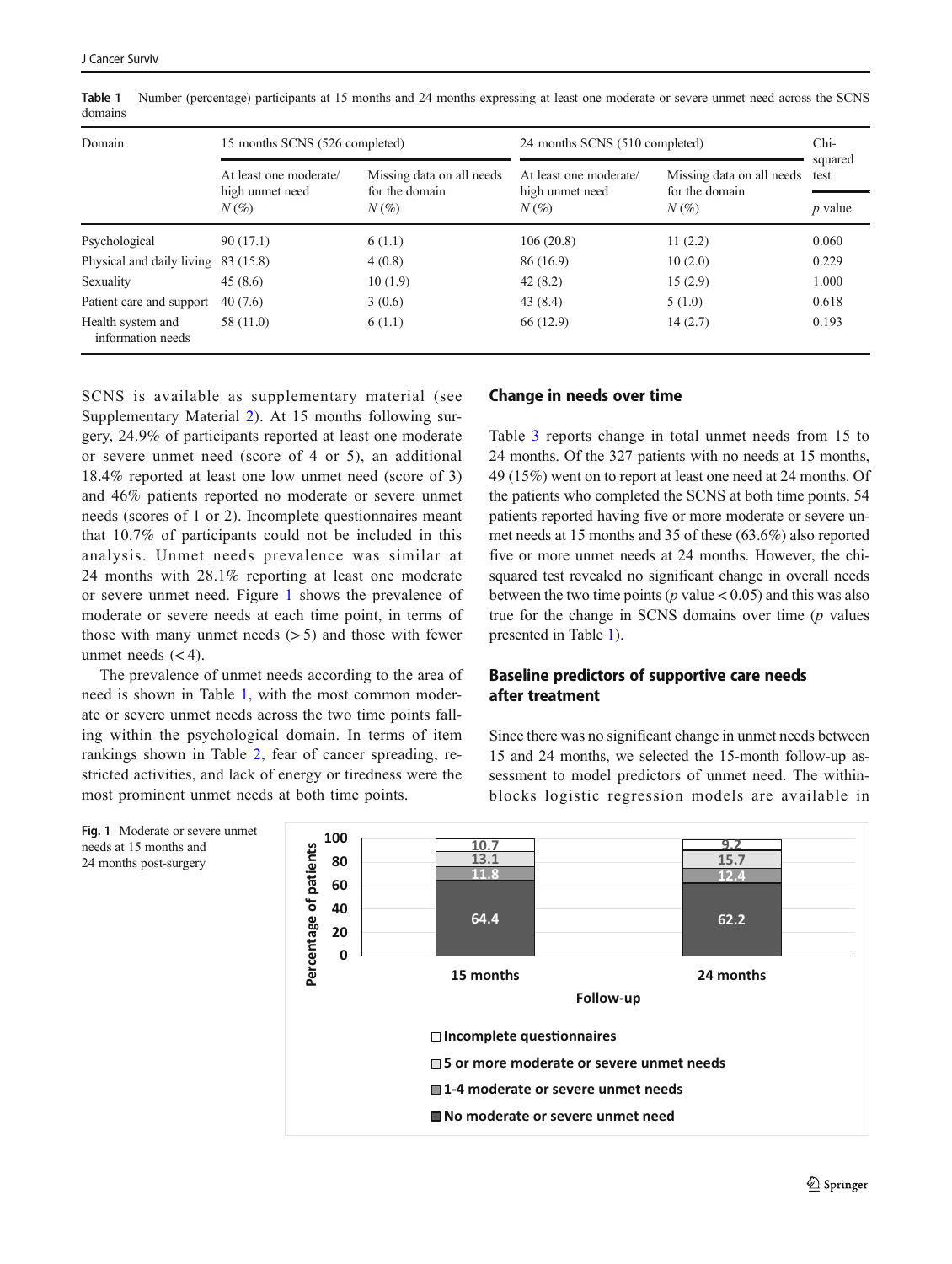Table 1 Number (percentage) participants at 15 months and 24 months expressing at least one moderate or severe unmet need across the SCNS domains

| Domain | 15 months SCNS (526 completed) | | 24 months SCNS (510 completed) | | Chi-squared test |
|---|---|---|---|---|---|
| | At least one moderate/ high unmet need $N$ (%) | Missing data on all needs for the domain $N$ (%) | At least one moderate/ high unmet need $N$ (%) | Missing data on all needs for the domain $N$ (%) | $p$ value |
| Psychological | 90 (17.1) | 6 (1.1) | 106 (20.8) | 11 (2.2) | 0.060 |
| Physical and daily living | 83 (15.8) | 4 (0.8) | 86 (16.9) | 10 (2.0) | 0.229 |
| Sexuality | 45 (8.6) | 10 (1.9) | 42 (8.2) | 15 (2.9) | 1.000 |
| Patient care and support | 40 (7.6) | 3 (0.6) | 43 (8.4) | 5 (1.0) | 0.618 |
| Health system and information needs | 58 (11.0) | 6 (1.1) | 66 (12.9) | 14 (2.7) | 0.193 |

SCNS is available as supplementary material (see Supplementary Material 2). At 15 months following surgery, 24.9% of participants reported at least one moderate or severe unmet need (score of 4 or 5), an additional 18.4% reported at least one low unmet need (score of 3) and 46% patients reported no moderate or severe unmet needs (scores of 1 or 2). Incomplete questionnaires meant that 10.7% of participants could not be included in this analysis. Unmet needs prevalence was similar at 24 months with 28.1% reporting at least one moderate or severe unmet need. Figure 1 shows the prevalence of moderate or severe needs at each time point, in terms of those with many unmet needs (> 5) and those with fewer unmet needs (< 4).

The prevalence of unmet needs according to the area of need is shown in Table 1, with the most common moderate or severe unmet needs across the two time points falling within the psychological domain. In terms of item rankings shown in Table 2, fear of cancer spreading, restricted activities, and lack of energy or tiredness were the most prominent unmet needs at both time points.

## Change in needs over time

Table 3 reports change in total unmet needs from 15 to 24 months. Of the 327 patients with no needs at 15 months, 49 (15%) went on to report at least one need at 24 months. Of the patients who completed the SCNS at both time points, 54 patients reported having five or more moderate or severe unmet needs at 15 months and 35 of these (63.6%) also reported five or more unmet needs at 24 months. However, the chi-squared test revealed no significant change in overall needs between the two time points ($p$ value < 0.05) and this was also true for the change in SCNS domains over time ($p$ values presented in Table 1).

## Baseline predictors of supportive care needs after treatment

Since there was no significant change in unmet needs between 15 and 24 months, we selected the 15-month follow-up assessment to model predictors of unmet need. The within-blocks logistic regression models are available in

100
80
60
40
20
0
Percentage of patients
10.7
13.1
11.8
64.4
9.2
15.7
12.4
62.2
15 months
24 months
Follow-up
Incomplete questionnaires
5 or more moderate or severe unmet needs
1-4 moderate or severe unmet needs
No moderate or severe unmet need

Fig. 1 Moderate or severe unmet needs at 15 months and 24 months post-surgery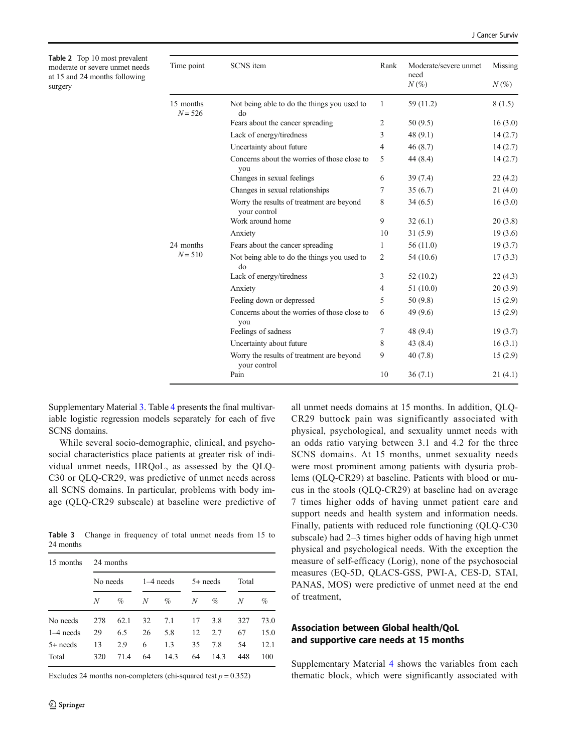**Table 2** Top 10 most prevalent moderate or severe unmet needs at 15 and 24 months following surgery

| Time point | SCNS item | Rank | Moderate/severe unmet need N (%) | Missing N (%) |
|---|---|---|---|---|
| 15 months N = 526 | Not being able to do the things you used to do | 1 | 59 (11.2) | 8 (1.5) |
| | Fears about the cancer spreading | 2 | 50 (9.5) | 16 (3.0) |
| | Lack of energy/tiredness | 3 | 48 (9.1) | 14 (2.7) |
| | Uncertainty about future | 4 | 46 (8.7) | 14 (2.7) |
| | Concerns about the worries of those close to you | 5 | 44 (8.4) | 14 (2.7) |
| | Changes in sexual feelings | 6 | 39 (7.4) | 22 (4.2) |
| | Changes in sexual relationships | 7 | 35 (6.7) | 21 (4.0) |
| | Worry the results of treatment are beyond your control | 8 | 34 (6.5) | 16 (3.0) |
| | Work around home | 9 | 32 (6.1) | 20 (3.8) |
| | Anxiety | 10 | 31 (5.9) | 19 (3.6) |
| 24 months N = 510 | Fears about the cancer spreading | 1 | 56 (11.0) | 19 (3.7) |
| | Not being able to do the things you used to do | 2 | 54 (10.6) | 17 (3.3) |
| | Lack of energy/tiredness | 3 | 52 (10.2) | 22 (4.3) |
| | Anxiety | 4 | 51 (10.0) | 20 (3.9) |
| | Feeling down or depressed | 5 | 50 (9.8) | 15 (2.9) |
| | Concerns about the worries of those close to you | 6 | 49 (9.6) | 15 (2.9) |
| | Feelings of sadness | 7 | 48 (9.4) | 19 (3.7) |
| | Uncertainty about future | 8 | 43 (8.4) | 16 (3.1) |
| | Worry the results of treatment are beyond your control | 9 | 40 (7.8) | 15 (2.9) |
| | Pain | 10 | 36 (7.1) | 21 (4.1) |

Supplementary Material 3. Table 4 presents the final multivariable logistic regression models separately for each of five SCNS domains.

While several socio-demographic, clinical, and psychosocial characteristics place patients at greater risk of individual unmet needs, HRQoL, as assessed by the QLQ-C30 or QLQ-CR29, was predictive of unmet needs across all SCNS domains. In particular, problems with body image (QLQ-CR29 subscale) at baseline were predictive of all unmet needs domains at 15 months. In addition, QLQ-CR29 buttock pain was significantly associated with physical, psychological, and sexuality unmet needs with an odds ratio varying between 3.1 and 4.2 for the three SCNS domains. At 15 months, unmet sexuality needs were most prominent among patients with dysuria problems (QLQ-CR29) at baseline. Patients with blood or mucus in the stools (QLQ-CR29) at baseline had on average 7 times higher odds of having unmet patient care and support needs and health system and information needs. Finally, patients with reduced role functioning (QLQ-C30 subscale) had 2–3 times higher odds of having high unmet physical and psychological needs. With the exception the measure of self-efficacy (Lorig), none of the psychosocial measures (EQ-5D, QLACS-GSS, PWI-A, CES-D, STAI, PANAS, MOS) were predictive of unmet need at the end of treatment,

**Table 3** Change in frequency of total unmet needs from 15 to 24 months

| 15 months | 24 months | | | | | | | |
|---|---|---|---|---|---|---|---|---|
| | No needs | | 1–4 needs | | 5+ needs | | Total | |
| | N | % | N | % | N | % | N | % |
| No needs | 278 | 62.1 | 32 | 7.1 | 17 | 3.8 | 327 | 73.0 |
| 1–4 needs | 29 | 6.5 | 26 | 5.8 | 12 | 2.7 | 67 | 15.0 |
| 5+ needs | 13 | 2.9 | 6 | 1.3 | 35 | 7.8 | 54 | 12.1 |
| Total | 320 | 71.4 | 64 | 14.3 | 64 | 14.3 | 448 | 100 |

Excludes 24 months non-completers (chi-squared test $p = 0.352$)

## Association between Global health/QoL and supportive care needs at 15 months

Supplementary Material 4 shows the variables from each thematic block, which were significantly associated with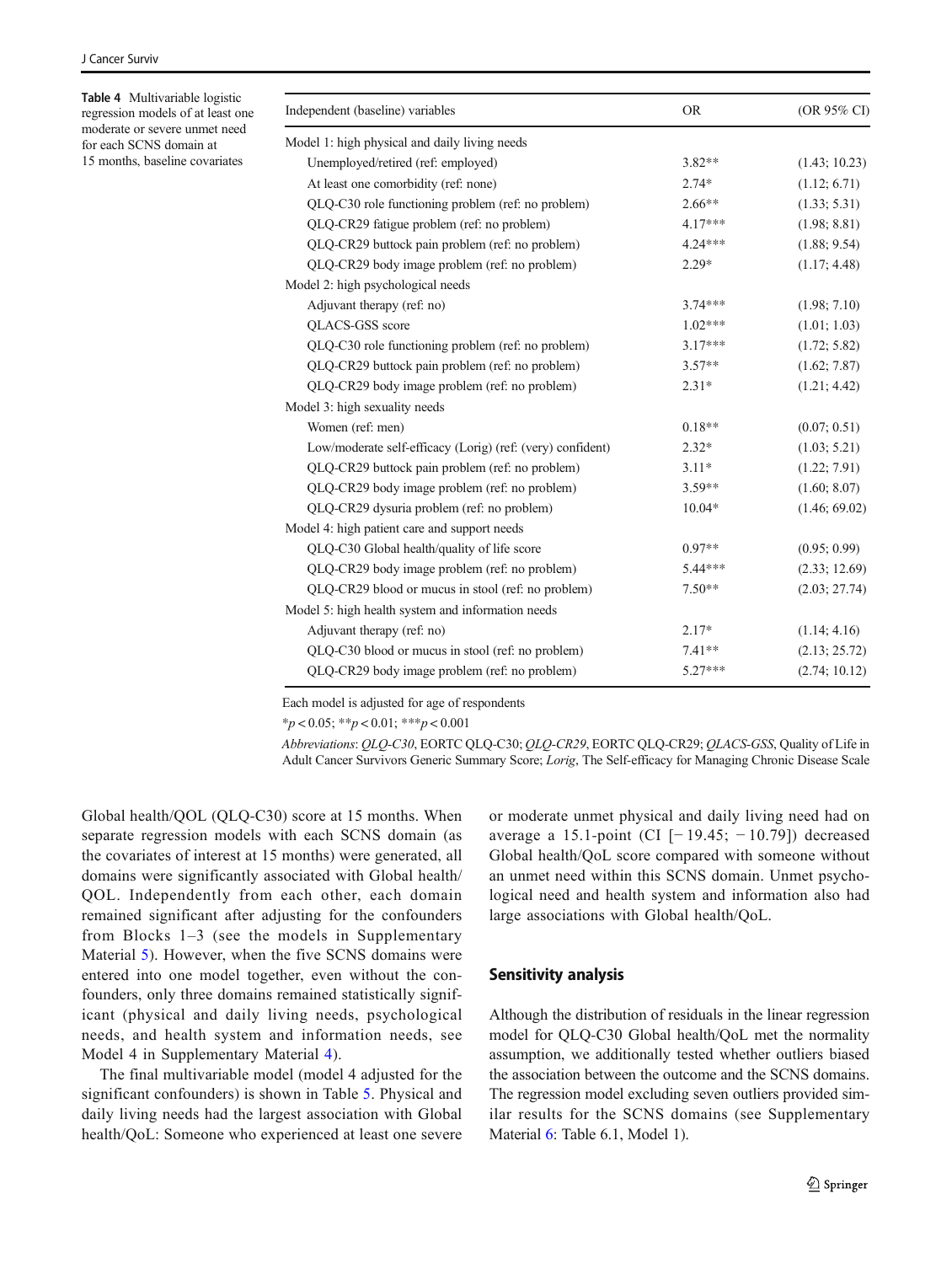**Table 4** Multivariable logistic regression models of at least one moderate or severe unmet need for each SCNS domain at 15 months, baseline covariates

| Independent (baseline) variables | OR | (OR 95% CI) |
|---|---|---|
| Model 1: high physical and daily living needs | | |
| Unemployed/retired (ref: employed) | 3.82** | (1.43; 10.23) |
| At least one comorbidity (ref: none) | 2.74* | (1.12; 6.71) |
| QLQ-C30 role functioning problem (ref: no problem) | 2.66** | (1.33; 5.31) |
| QLQ-CR29 fatigue problem (ref: no problem) | 4.17*** | (1.98; 8.81) |
| QLQ-CR29 buttock pain problem (ref: no problem) | 4.24*** | (1.88; 9.54) |
| QLQ-CR29 body image problem (ref: no problem) | 2.29* | (1.17; 4.48) |
| Model 2: high psychological needs | | |
| Adjuvant therapy (ref: no) | 3.74*** | (1.98; 7.10) |
| QLACS-GSS score | 1.02*** | (1.01; 1.03) |
| QLQ-C30 role functioning problem (ref: no problem) | 3.17*** | (1.72; 5.82) |
| QLQ-CR29 buttock pain problem (ref: no problem) | 3.57** | (1.62; 7.87) |
| QLQ-CR29 body image problem (ref: no problem) | 2.31* | (1.21; 4.42) |
| Model 3: high sexuality needs | | |
| Women (ref: men) | 0.18** | (0.07; 0.51) |
| Low/moderate self-efficacy (Lorig) (ref: (very) confident) | 2.32* | (1.03; 5.21) |
| QLQ-CR29 buttock pain problem (ref: no problem) | 3.11* | (1.22; 7.91) |
| QLQ-CR29 body image problem (ref: no problem) | 3.59** | (1.60; 8.07) |
| QLQ-CR29 dysuria problem (ref: no problem) | 10.04* | (1.46; 69.02) |
| Model 4: high patient care and support needs | | |
| QLQ-C30 Global health/quality of life score | 0.97** | (0.95; 0.99) |
| QLQ-CR29 body image problem (ref: no problem) | 5.44*** | (2.33; 12.69) |
| QLQ-CR29 blood or mucus in stool (ref: no problem) | 7.50** | (2.03; 27.74) |
| Model 5: high health system and information needs | | |
| Adjuvant therapy (ref: no) | 2.17* | (1.14; 4.16) |
| QLQ-C30 blood or mucus in stool (ref: no problem) | 7.41** | (2.13; 25.72) |
| QLQ-CR29 body image problem (ref: no problem) | 5.27*** | (2.74; 10.12) |

Each model is adjusted for age of respondents

*$p < 0.05$; **$p < 0.01$; ***$p < 0.001$

*Abbreviations*: *QLQ-C30*, EORTC QLQ-C30; *QLQ-CR29*, EORTC QLQ-CR29; *QLACS-GSS*, Quality of Life in Adult Cancer Survivors Generic Summary Score; *Lorig*, The Self-efficacy for Managing Chronic Disease Scale

Global health/QOL (QLQ-C30) score at 15 months. When separate regression models with each SCNS domain (as the covariates of interest at 15 months) were generated, all domains were significantly associated with Global health/QOL. Independently from each other, each domain remained significant after adjusting for the confounders from Blocks 1–3 (see the models in Supplementary Material 5). However, when the five SCNS domains were entered into one model together, even without the confounders, only three domains remained statistically significant (physical and daily living needs, psychological needs, and health system and information needs, see Model 4 in Supplementary Material 4).

The final multivariable model (model 4 adjusted for the significant confounders) is shown in Table 5. Physical and daily living needs had the largest association with Global health/QoL: Someone who experienced at least one severe or moderate unmet physical and daily living need had on average a 15.1-point (CI [− 19.45; − 10.79]) decreased Global health/QoL score compared with someone without an unmet need within this SCNS domain. Unmet psychological need and health system and information also had large associations with Global health/QoL.

## Sensitivity analysis

Although the distribution of residuals in the linear regression model for QLQ-C30 Global health/QoL met the normality assumption, we additionally tested whether outliers biased the association between the outcome and the SCNS domains. The regression model excluding seven outliers provided similar results for the SCNS domains (see Supplementary Material 6: Table 6.1, Model 1).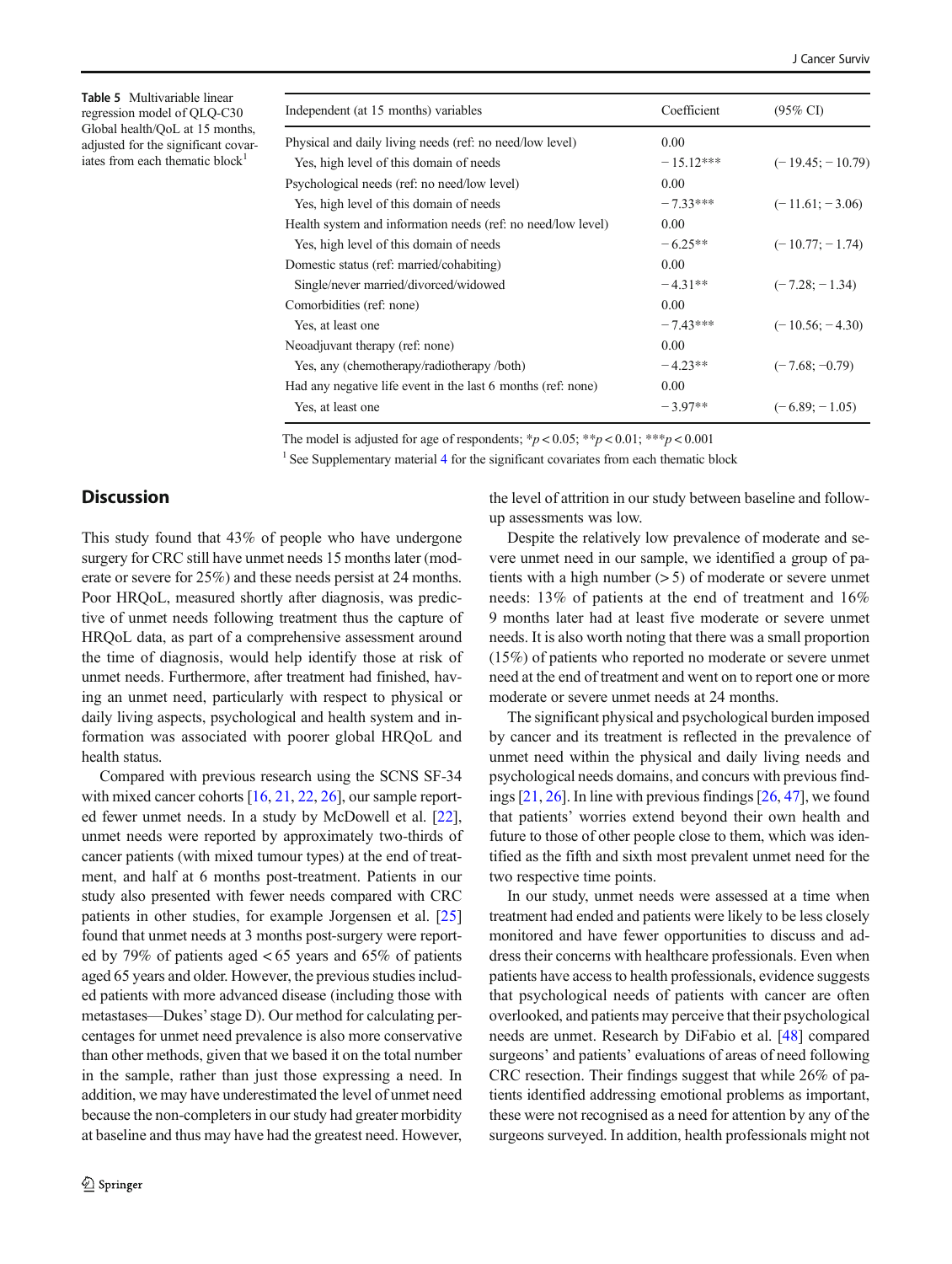**Table 5** Multivariable linear regression model of QLQ-C30 Global health/QoL at 15 months, adjusted for the significant covariates from each thematic block[1]

| Independent (at 15 months) variables | Coefficient | (95% CI) |
|---|---|---|
| Physical and daily living needs (ref: no need/low level) | 0.00 | |
| Yes, high level of this domain of needs | − 15.12*** | (− 19.45; − 10.79) |
| Psychological needs (ref: no need/low level) | 0.00 | |
| Yes, high level of this domain of needs | − 7.33*** | (− 11.61; − 3.06) |
| Health system and information needs (ref: no need/low level) | 0.00 | |
| Yes, high level of this domain of needs | − 6.25** | (− 10.77; − 1.74) |
| Domestic status (ref: married/cohabiting) | 0.00 | |
| Single/never married/divorced/widowed | − 4.31** | (− 7.28; − 1.34) |
| Comorbidities (ref: none) | 0.00 | |
| Yes, at least one | − 7.43*** | (− 10.56; − 4.30) |
| Neoadjuvant therapy (ref: none) | 0.00 | |
| Yes, any (chemotherapy/radiotherapy /both) | − 4.23** | (− 7.68; −0.79) |
| Had any negative life event in the last 6 months (ref: none) | 0.00 | |
| Yes, at least one | − 3.97** | (− 6.89; − 1.05) |

The model is adjusted for age of respondents; *$p < 0.05$; **$p < 0.01$; ***$p < 0.001$

[1] See Supplementary material 4 for the significant covariates from each thematic block

## Discussion

This study found that 43% of people who have undergone surgery for CRC still have unmet needs 15 months later (moderate or severe for 25%) and these needs persist at 24 months. Poor HRQoL, measured shortly after diagnosis, was predictive of unmet needs following treatment thus the capture of HRQoL data, as part of a comprehensive assessment around the time of diagnosis, would help identify those at risk of unmet needs. Furthermore, after treatment had finished, having an unmet need, particularly with respect to physical or daily living aspects, psychological and health system and information was associated with poorer global HRQoL and health status.

Compared with previous research using the SCNS SF-34 with mixed cancer cohorts [16, 21, 22, 26], our sample reported fewer unmet needs. In a study by McDowell et al. [22], unmet needs were reported by approximately two-thirds of cancer patients (with mixed tumour types) at the end of treatment, and half at 6 months post-treatment. Patients in our study also presented with fewer needs compared with CRC patients in other studies, for example Jorgensen et al. [25] found that unmet needs at 3 months post-surgery were reported by 79% of patients aged < 65 years and 65% of patients aged 65 years and older. However, the previous studies included patients with more advanced disease (including those with metastases—Dukes' stage D). Our method for calculating percentages for unmet need prevalence is also more conservative than other methods, given that we based it on the total number in the sample, rather than just those expressing a need. In addition, we may have underestimated the level of unmet need because the non-completers in our study had greater morbidity at baseline and thus may have had the greatest need. However, the level of attrition in our study between baseline and follow-up assessments was low.

Despite the relatively low prevalence of moderate and severe unmet need in our sample, we identified a group of patients with a high number (> 5) of moderate or severe unmet needs: 13% of patients at the end of treatment and 16% 9 months later had at least five moderate or severe unmet needs. It is also worth noting that there was a small proportion (15%) of patients who reported no moderate or severe unmet need at the end of treatment and went on to report one or more moderate or severe unmet needs at 24 months.

The significant physical and psychological burden imposed by cancer and its treatment is reflected in the prevalence of unmet need within the physical and daily living needs and psychological needs domains, and concurs with previous findings [21, 26]. In line with previous findings [26, 47], we found that patients' worries extend beyond their own health and future to those of other people close to them, which was identified as the fifth and sixth most prevalent unmet need for the two respective time points.

In our study, unmet needs were assessed at a time when treatment had ended and patients were likely to be less closely monitored and have fewer opportunities to discuss and address their concerns with healthcare professionals. Even when patients have access to health professionals, evidence suggests that psychological needs of patients with cancer are often overlooked, and patients may perceive that their psychological needs are unmet. Research by DiFabio et al. [48] compared surgeons' and patients' evaluations of areas of need following CRC resection. Their findings suggest that while 26% of patients identified addressing emotional problems as important, these were not recognised as a need for attention by any of the surgeons surveyed. In addition, health professionals might not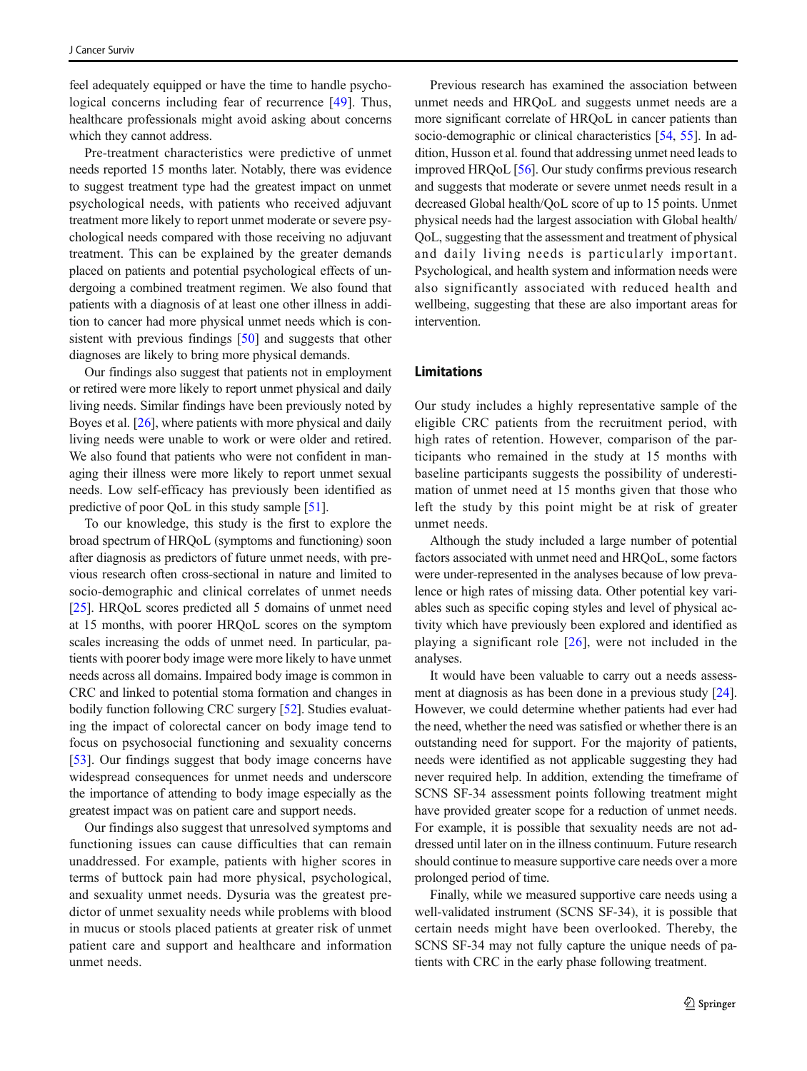feel adequately equipped or have the time to handle psychological concerns including fear of recurrence [49]. Thus, healthcare professionals might avoid asking about concerns which they cannot address.

Pre-treatment characteristics were predictive of unmet needs reported 15 months later. Notably, there was evidence to suggest treatment type had the greatest impact on unmet psychological needs, with patients who received adjuvant treatment more likely to report unmet moderate or severe psychological needs compared with those receiving no adjuvant treatment. This can be explained by the greater demands placed on patients and potential psychological effects of undergoing a combined treatment regimen. We also found that patients with a diagnosis of at least one other illness in addition to cancer had more physical unmet needs which is consistent with previous findings [50] and suggests that other diagnoses are likely to bring more physical demands.

Our findings also suggest that patients not in employment or retired were more likely to report unmet physical and daily living needs. Similar findings have been previously noted by Boyes et al. [26], where patients with more physical and daily living needs were unable to work or were older and retired. We also found that patients who were not confident in managing their illness were more likely to report unmet sexual needs. Low self-efficacy has previously been identified as predictive of poor QoL in this study sample [51].

To our knowledge, this study is the first to explore the broad spectrum of HRQoL (symptoms and functioning) soon after diagnosis as predictors of future unmet needs, with previous research often cross-sectional in nature and limited to socio-demographic and clinical correlates of unmet needs [25]. HRQoL scores predicted all 5 domains of unmet need at 15 months, with poorer HRQoL scores on the symptom scales increasing the odds of unmet need. In particular, patients with poorer body image were more likely to have unmet needs across all domains. Impaired body image is common in CRC and linked to potential stoma formation and changes in bodily function following CRC surgery [52]. Studies evaluating the impact of colorectal cancer on body image tend to focus on psychosocial functioning and sexuality concerns [53]. Our findings suggest that body image concerns have widespread consequences for unmet needs and underscore the importance of attending to body image especially as the greatest impact was on patient care and support needs.

Our findings also suggest that unresolved symptoms and functioning issues can cause difficulties that can remain unaddressed. For example, patients with higher scores in terms of buttock pain had more physical, psychological, and sexuality unmet needs. Dysuria was the greatest predictor of unmet sexuality needs while problems with blood in mucus or stools placed patients at greater risk of unmet patient care and support and healthcare and information unmet needs.

Previous research has examined the association between unmet needs and HRQoL and suggests unmet needs are a more significant correlate of HRQoL in cancer patients than socio-demographic or clinical characteristics [54, 55]. In addition, Husson et al. found that addressing unmet need leads to improved HRQoL [56]. Our study confirms previous research and suggests that moderate or severe unmet needs result in a decreased Global health/QoL score of up to 15 points. Unmet physical needs had the largest association with Global health/QoL, suggesting that the assessment and treatment of physical and daily living needs is particularly important. Psychological, and health system and information needs were also significantly associated with reduced health and wellbeing, suggesting that these are also important areas for intervention.

## Limitations

Our study includes a highly representative sample of the eligible CRC patients from the recruitment period, with high rates of retention. However, comparison of the participants who remained in the study at 15 months with baseline participants suggests the possibility of underestimation of unmet need at 15 months given that those who left the study by this point might be at risk of greater unmet needs.

Although the study included a large number of potential factors associated with unmet need and HRQoL, some factors were under-represented in the analyses because of low prevalence or high rates of missing data. Other potential key variables such as specific coping styles and level of physical activity which have previously been explored and identified as playing a significant role [26], were not included in the analyses.

It would have been valuable to carry out a needs assessment at diagnosis as has been done in a previous study [24]. However, we could determine whether patients had ever had the need, whether the need was satisfied or whether there is an outstanding need for support. For the majority of patients, needs were identified as not applicable suggesting they had never required help. In addition, extending the timeframe of SCNS SF-34 assessment points following treatment might have provided greater scope for a reduction of unmet needs. For example, it is possible that sexuality needs are not addressed until later on in the illness continuum. Future research should continue to measure supportive care needs over a more prolonged period of time.

Finally, while we measured supportive care needs using a well-validated instrument (SCNS SF-34), it is possible that certain needs might have been overlooked. Thereby, the SCNS SF-34 may not fully capture the unique needs of patients with CRC in the early phase following treatment.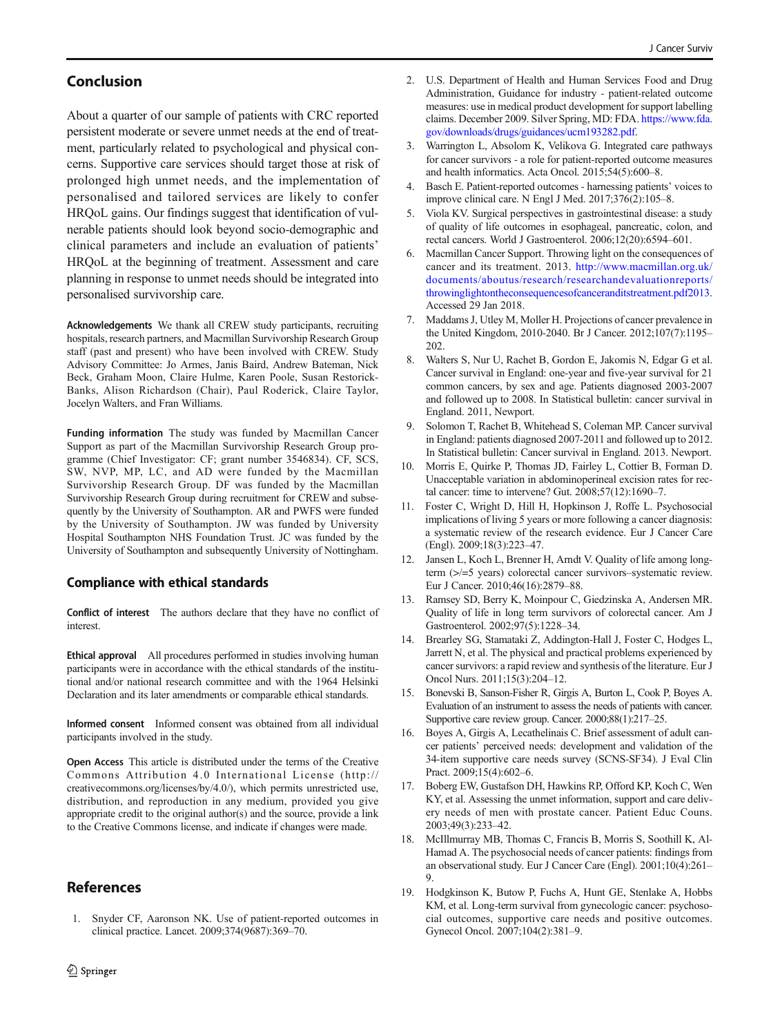## Conclusion

About a quarter of our sample of patients with CRC reported persistent moderate or severe unmet needs at the end of treatment, particularly related to psychological and physical concerns. Supportive care services should target those at risk of prolonged high unmet needs, and the implementation of personalised and tailored services are likely to confer HRQoL gains. Our findings suggest that identification of vulnerable patients should look beyond socio-demographic and clinical parameters and include an evaluation of patients' HRQoL at the beginning of treatment. Assessment and care planning in response to unmet needs should be integrated into personalised survivorship care.

**Acknowledgements** We thank all CREW study participants, recruiting hospitals, research partners, and Macmillan Survivorship Research Group staff (past and present) who have been involved with CREW. Study Advisory Committee: Jo Armes, Janis Baird, Andrew Bateman, Nick Beck, Graham Moon, Claire Hulme, Karen Poole, Susan Restorick-Banks, Alison Richardson (Chair), Paul Roderick, Claire Taylor, Jocelyn Walters, and Fran Williams.

**Funding information** The study was funded by Macmillan Cancer Support as part of the Macmillan Survivorship Research Group programme (Chief Investigator: CF; grant number 3546834). CF, SCS, SW, NVP, MP, LC, and AD were funded by the Macmillan Survivorship Research Group. DF was funded by the Macmillan Survivorship Research Group during recruitment for CREW and subsequently by the University of Southampton. AR and PWFS were funded by the University of Southampton. JW was funded by University Hospital Southampton NHS Foundation Trust. JC was funded by the University of Southampton and subsequently University of Nottingham.

## Compliance with ethical standards

**Conflict of interest** The authors declare that they have no conflict of interest.

**Ethical approval** All procedures performed in studies involving human participants were in accordance with the ethical standards of the institutional and/or national research committee and with the 1964 Helsinki Declaration and its later amendments or comparable ethical standards.

**Informed consent** Informed consent was obtained from all individual participants involved in the study.

**Open Access** This article is distributed under the terms of the Creative Commons Attribution 4.0 International License (http://creativecommons.org/licenses/by/4.0/), which permits unrestricted use, distribution, and reproduction in any medium, provided you give appropriate credit to the original author(s) and the source, provide a link to the Creative Commons license, and indicate if changes were made.

## References

1. Snyder CF, Aaronson NK. Use of patient-reported outcomes in clinical practice. Lancet. 2009;374(9687):369–70.
2. U.S. Department of Health and Human Services Food and Drug Administration, Guidance for industry - patient-related outcome measures: use in medical product development for support labelling claims. December 2009. Silver Spring, MD: FDA. https://www.fda.gov/downloads/drugs/guidances/ucm193282.pdf.
3. Warrington L, Absolom K, Velikova G. Integrated care pathways for cancer survivors - a role for patient-reported outcome measures and health informatics. Acta Oncol. 2015;54(5):600–8.
4. Basch E. Patient-reported outcomes - harnessing patients' voices to improve clinical care. N Engl J Med. 2017;376(2):105–8.
5. Viola KV. Surgical perspectives in gastrointestinal disease: a study of quality of life outcomes in esophageal, pancreatic, colon, and rectal cancers. World J Gastroenterol. 2006;12(20):6594–601.
6. Macmillan Cancer Support. Throwing light on the consequences of cancer and its treatment. 2013. http://www.macmillan.org.uk/documents/aboutus/research/researchandevaluationreports/throwinglightontheconsequencesofcanceranditstreatment.pdf2013. Accessed 29 Jan 2018.
7. Maddams J, Utley M, Moller H. Projections of cancer prevalence in the United Kingdom, 2010-2040. Br J Cancer. 2012;107(7):1195–202.
8. Walters S, Nur U, Rachet B, Gordon E, Jakomis N, Edgar G et al. Cancer survival in England: one-year and five-year survival for 21 common cancers, by sex and age. Patients diagnosed 2003-2007 and followed up to 2008. In Statistical bulletin: cancer survival in England. 2011, Newport.
9. Solomon T, Rachet B, Whitehead S, Coleman MP. Cancer survival in England: patients diagnosed 2007-2011 and followed up to 2012. In Statistical bulletin: Cancer survival in England. 2013. Newport.
10. Morris E, Quirke P, Thomas JD, Fairley L, Cottier B, Forman D. Unacceptable variation in abdominoperineal excision rates for rectal cancer: time to intervene? Gut. 2008;57(12):1690–7.
11. Foster C, Wright D, Hill H, Hopkinson J, Roffe L. Psychosocial implications of living 5 years or more following a cancer diagnosis: a systematic review of the research evidence. Eur J Cancer Care (Engl). 2009;18(3):223–47.
12. Jansen L, Koch L, Brenner H, Arndt V. Quality of life among long-term (>/=5 years) colorectal cancer survivors–systematic review. Eur J Cancer. 2010;46(16):2879–88.
13. Ramsey SD, Berry K, Moinpour C, Giedzinska A, Andersen MR. Quality of life in long term survivors of colorectal cancer. Am J Gastroenterol. 2002;97(5):1228–34.
14. Brearley SG, Stamataki Z, Addington-Hall J, Foster C, Hodges L, Jarrett N, et al. The physical and practical problems experienced by cancer survivors: a rapid review and synthesis of the literature. Eur J Oncol Nurs. 2011;15(3):204–12.
15. Bonevski B, Sanson-Fisher R, Girgis A, Burton L, Cook P, Boyes A. Evaluation of an instrument to assess the needs of patients with cancer. Supportive care review group. Cancer. 2000;88(1):217–25.
16. Boyes A, Girgis A, Lecathelinais C. Brief assessment of adult cancer patients' perceived needs: development and validation of the 34-item supportive care needs survey (SCNS-SF34). J Eval Clin Pract. 2009;15(4):602–6.
17. Boberg EW, Gustafson DH, Hawkins RP, Offord KP, Koch C, Wen KY, et al. Assessing the unmet information, support and care delivery needs of men with prostate cancer. Patient Educ Couns. 2003;49(3):233–42.
18. McIllmurray MB, Thomas C, Francis B, Morris S, Soothill K, Al-Hamad A. The psychosocial needs of cancer patients: findings from an observational study. Eur J Cancer Care (Engl). 2001;10(4):261–9.
19. Hodgkinson K, Butow P, Fuchs A, Hunt GE, Stenlake A, Hobbs KM, et al. Long-term survival from gynecologic cancer: psychosocial outcomes, supportive care needs and positive outcomes. Gynecol Oncol. 2007;104(2):381–9.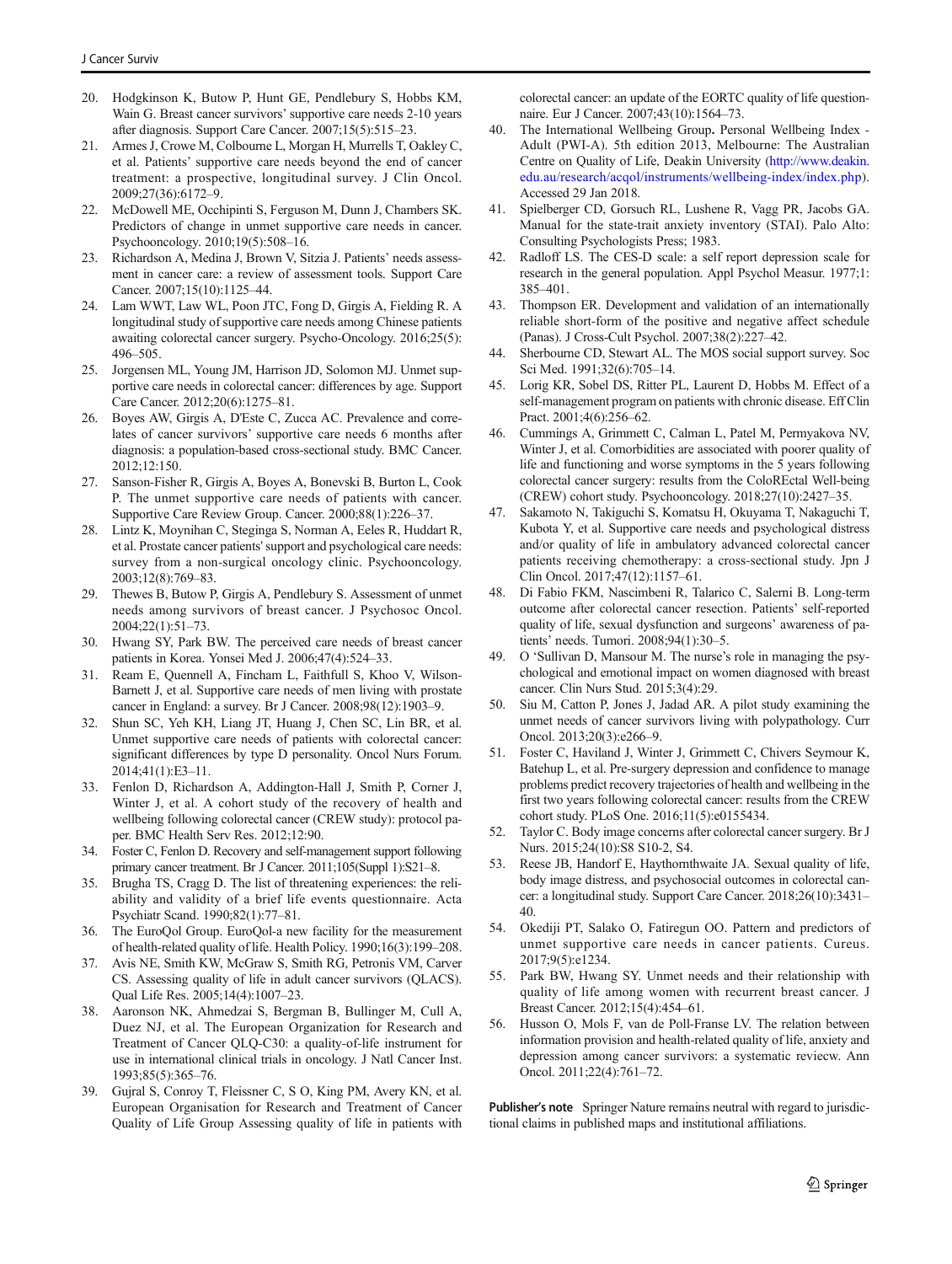20. Hodgkinson K, Butow P, Hunt GE, Pendlebury S, Hobbs KM, Wain G. Breast cancer survivors' supportive care needs 2-10 years after diagnosis. Support Care Cancer. 2007;15(5):515–23.
21. Armes J, Crowe M, Colbourne L, Morgan H, Murrells T, Oakley C, et al. Patients' supportive care needs beyond the end of cancer treatment: a prospective, longitudinal survey. J Clin Oncol. 2009;27(36):6172–9.
22. McDowell ME, Occhipinti S, Ferguson M, Dunn J, Chambers SK. Predictors of change in unmet supportive care needs in cancer. Psychooncology. 2010;19(5):508–16.
23. Richardson A, Medina J, Brown V, Sitzia J. Patients' needs assessment in cancer care: a review of assessment tools. Support Care Cancer. 2007;15(10):1125–44.
24. Lam WWT, Law WL, Poon JTC, Fong D, Girgis A, Fielding R. A longitudinal study of supportive care needs among Chinese patients awaiting colorectal cancer surgery. Psycho-Oncology. 2016;25(5):496–505.
25. Jorgensen ML, Young JM, Harrison JD, Solomon MJ. Unmet supportive care needs in colorectal cancer: differences by age. Support Care Cancer. 2012;20(6):1275–81.
26. Boyes AW, Girgis A, D'Este C, Zucca AC. Prevalence and correlates of cancer survivors' supportive care needs 6 months after diagnosis: a population-based cross-sectional study. BMC Cancer. 2012;12:150.
27. Sanson-Fisher R, Girgis A, Boyes A, Bonevski B, Burton L, Cook P. The unmet supportive care needs of patients with cancer. Supportive Care Review Group. Cancer. 2000;88(1):226–37.
28. Lintz K, Moynihan C, Steginga S, Norman A, Eeles R, Huddart R, et al. Prostate cancer patients' support and psychological care needs: survey from a non-surgical oncology clinic. Psychooncology. 2003;12(8):769–83.
29. Thewes B, Butow P, Girgis A, Pendlebury S. Assessment of unmet needs among survivors of breast cancer. J Psychosoc Oncol. 2004;22(1):51–73.
30. Hwang SY, Park BW. The perceived care needs of breast cancer patients in Korea. Yonsei Med J. 2006;47(4):524–33.
31. Ream E, Quennell A, Fincham L, Faithfull S, Khoo V, Wilson-Barnett J, et al. Supportive care needs of men living with prostate cancer in England: a survey. Br J Cancer. 2008;98(12):1903–9.
32. Shun SC, Yeh KH, Liang JT, Huang J, Chen SC, Lin BR, et al. Unmet supportive care needs of patients with colorectal cancer: significant differences by type D personality. Oncol Nurs Forum. 2014;41(1):E3–11.
33. Fenlon D, Richardson A, Addington-Hall J, Smith P, Corner J, Winter J, et al. A cohort study of the recovery of health and wellbeing following colorectal cancer (CREW study): protocol paper. BMC Health Serv Res. 2012;12:90.
34. Foster C, Fenlon D. Recovery and self-management support following primary cancer treatment. Br J Cancer. 2011;105(Suppl 1):S21–8.
35. Brugha TS, Cragg D. The list of threatening experiences: the reliability and validity of a brief life events questionnaire. Acta Psychiatr Scand. 1990;82(1):77–81.
36. The EuroQol Group. EuroQol-a new facility for the measurement of health-related quality of life. Health Policy. 1990;16(3):199–208.
37. Avis NE, Smith KW, McGraw S, Smith RG, Petronis VM, Carver CS. Assessing quality of life in adult cancer survivors (QLACS). Qual Life Res. 2005;14(4):1007–23.
38. Aaronson NK, Ahmedzai S, Bergman B, Bullinger M, Cull A, Duez NJ, et al. The European Organization for Research and Treatment of Cancer QLQ-C30: a quality-of-life instrument for use in international clinical trials in oncology. J Natl Cancer Inst. 1993;85(5):365–76.
39. Gujral S, Conroy T, Fleissner C, S O, King PM, Avery KN, et al. European Organisation for Research and Treatment of Cancer Quality of Life Group Assessing quality of life in patients with colorectal cancer: an update of the EORTC quality of life questionnaire. Eur J Cancer. 2007;43(10):1564–73.
40. The International Wellbeing Group. Personal Wellbeing Index - Adult (PWI-A). 5th edition 2013, Melbourne: The Australian Centre on Quality of Life, Deakin University (http://www.deakin.edu.au/research/acqol/instruments/wellbeing-index/index.php). Accessed 29 Jan 2018.
41. Spielberger CD, Gorsuch RL, Lushene R, Vagg PR, Jacobs GA. Manual for the state-trait anxiety inventory (STAI). Palo Alto: Consulting Psychologists Press; 1983.
42. Radloff LS. The CES-D scale: a self report depression scale for research in the general population. Appl Psychol Measur. 1977;1:385–401.
43. Thompson ER. Development and validation of an internationally reliable short-form of the positive and negative affect schedule (Panas). J Cross-Cult Psychol. 2007;38(2):227–42.
44. Sherbourne CD, Stewart AL. The MOS social support survey. Soc Sci Med. 1991;32(6):705–14.
45. Lorig KR, Sobel DS, Ritter PL, Laurent D, Hobbs M. Effect of a self-management program on patients with chronic disease. Eff Clin Pract. 2001;4(6):256–62.
46. Cummings A, Grimmett C, Calman L, Patel M, Permyakova NV, Winter J, et al. Comorbidities are associated with poorer quality of life and functioning and worse symptoms in the 5 years following colorectal cancer surgery: results from the ColoREctal Well-being (CREW) cohort study. Psychooncology. 2018;27(10):2427–35.
47. Sakamoto N, Takiguchi S, Komatsu H, Okuyama T, Nakaguchi T, Kubota Y, et al. Supportive care needs and psychological distress and/or quality of life in ambulatory advanced colorectal cancer patients receiving chemotherapy: a cross-sectional study. Jpn J Clin Oncol. 2017;47(12):1157–61.
48. Di Fabio FKM, Nascimbeni R, Talarico C, Salerni B. Long-term outcome after colorectal cancer resection. Patients' self-reported quality of life, sexual dysfunction and surgeons' awareness of patients' needs. Tumori. 2008;94(1):30–5.
49. O 'Sullivan D, Mansour M. The nurse's role in managing the psychological and emotional impact on women diagnosed with breast cancer. Clin Nurs Stud. 2015;3(4):29.
50. Siu M, Catton P, Jones J, Jadad AR. A pilot study examining the unmet needs of cancer survivors living with polypathology. Curr Oncol. 2013;20(3):e266–9.
51. Foster C, Haviland J, Winter J, Grimmett C, Chivers Seymour K, Batehup L, et al. Pre-surgery depression and confidence to manage problems predict recovery trajectories of health and wellbeing in the first two years following colorectal cancer: results from the CREW cohort study. PLoS One. 2016;11(5):e0155434.
52. Taylor C. Body image concerns after colorectal cancer surgery. Br J Nurs. 2015;24(10):S8 S10-2, S4.
53. Reese JB, Handorf E, Haythornthwaite JA. Sexual quality of life, body image distress, and psychosocial outcomes in colorectal cancer: a longitudinal study. Support Care Cancer. 2018;26(10):3431–40.
54. Okediji PT, Salako O, Fatiregun OO. Pattern and predictors of unmet supportive care needs in cancer patients. Cureus. 2017;9(5):e1234.
55. Park BW, Hwang SY. Unmet needs and their relationship with quality of life among women with recurrent breast cancer. J Breast Cancer. 2012;15(4):454–61.
56. Husson O, Mols F, van de Poll-Franse LV. The relation between information provision and health-related quality of life, anxiety and depression among cancer survivors: a systematic reviecw. Ann Oncol. 2011;22(4):761–72.

**Publisher's note** Springer Nature remains neutral with regard to jurisdictional claims in published maps and institutional affiliations.